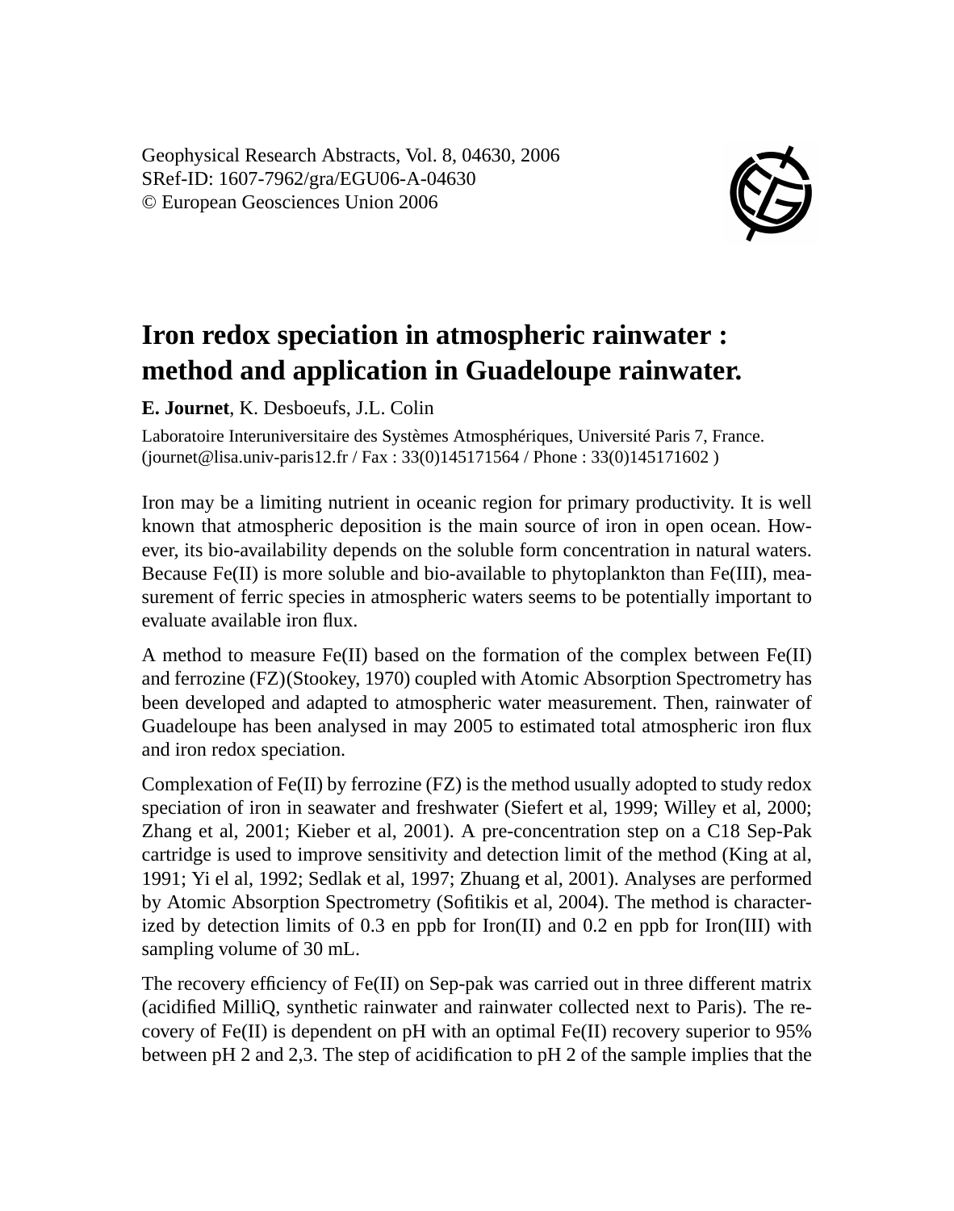Geophysical Research Abstracts, Vol. 8, 04630, 2006
SRef-ID: 1607-7962/gra/EGU06-A-04630
© European Geosciences Union 2006

# Iron redox speciation in atmospheric rainwater : method and application in Guadeloupe rainwater.

**E. Journet**, K. Desboeufs, J.L. Colin

Laboratoire Interuniversitaire des Systèmes Atmosphériques, Université Paris 7, France. (journet@lisa.univ-paris12.fr / Fax : 33(0)145171564 / Phone : 33(0)145171602 )

Iron may be a limiting nutrient in oceanic region for primary productivity. It is well known that atmospheric deposition is the main source of iron in open ocean. However, its bio-availability depends on the soluble form concentration in natural waters. Because Fe(II) is more soluble and bio-available to phytoplankton than Fe(III), measurement of ferric species in atmospheric waters seems to be potentially important to evaluate available iron flux.

A method to measure Fe(II) based on the formation of the complex between Fe(II) and ferrozine (FZ)(Stookey, 1970) coupled with Atomic Absorption Spectrometry has been developed and adapted to atmospheric water measurement. Then, rainwater of Guadeloupe has been analysed in may 2005 to estimated total atmospheric iron flux and iron redox speciation.

Complexation of Fe(II) by ferrozine (FZ) is the method usually adopted to study redox speciation of iron in seawater and freshwater (Siefert et al, 1999; Willey et al, 2000; Zhang et al, 2001; Kieber et al, 2001). A pre-concentration step on a C18 Sep-Pak cartridge is used to improve sensitivity and detection limit of the method (King at al, 1991; Yi el al, 1992; Sedlak et al, 1997; Zhuang et al, 2001). Analyses are performed by Atomic Absorption Spectrometry (Sofitikis et al, 2004). The method is characterized by detection limits of 0.3 en ppb for Iron(II) and 0.2 en ppb for Iron(III) with sampling volume of 30 mL.

The recovery efficiency of Fe(II) on Sep-pak was carried out in three different matrix (acidified MilliQ, synthetic rainwater and rainwater collected next to Paris). The recovery of Fe(II) is dependent on pH with an optimal Fe(II) recovery superior to 95% between pH 2 and 2,3. The step of acidification to pH 2 of the sample implies that the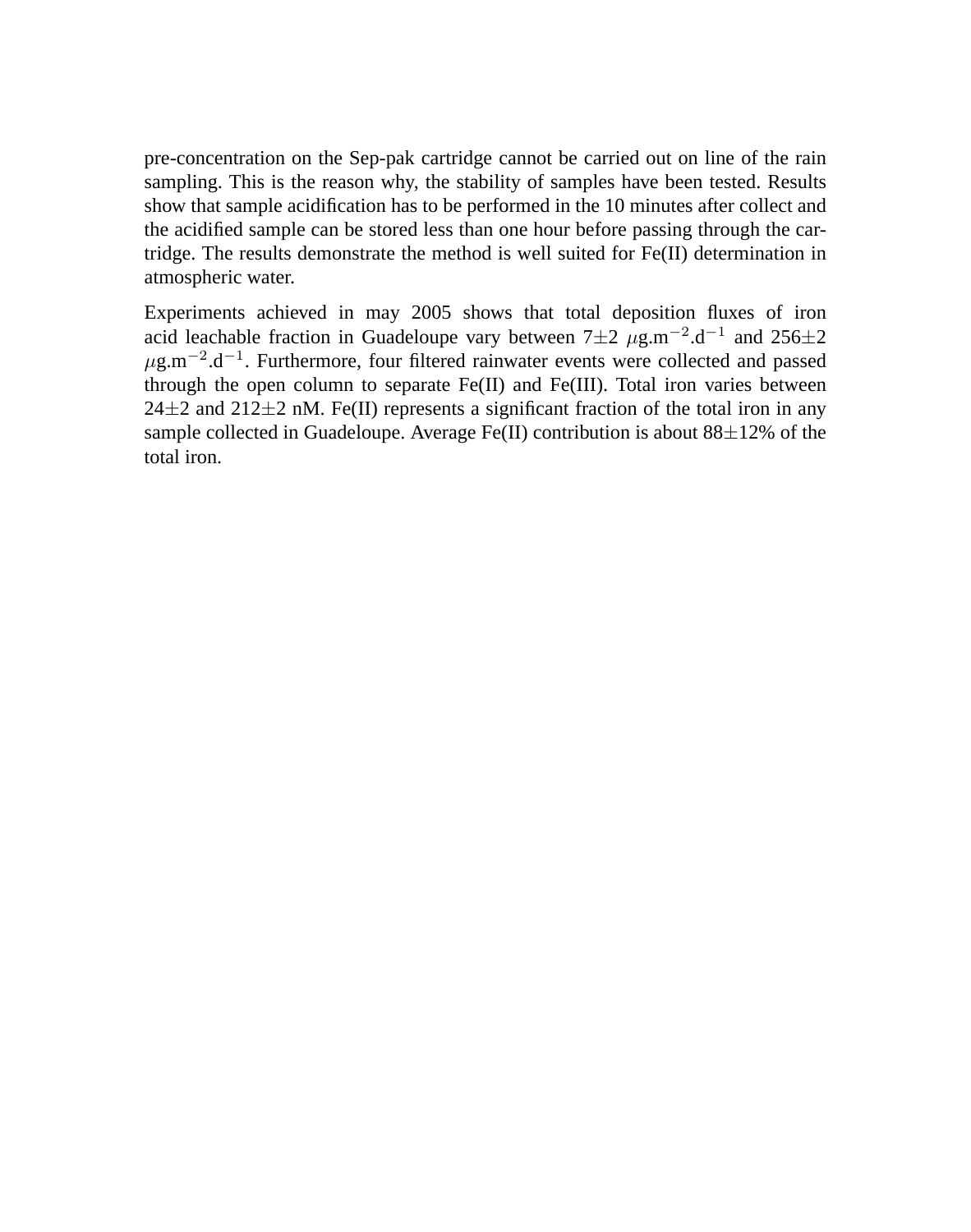pre-concentration on the Sep-pak cartridge cannot be carried out on line of the rain sampling. This is the reason why, the stability of samples have been tested. Results show that sample acidification has to be performed in the 10 minutes after collect and the acidified sample can be stored less than one hour before passing through the cartridge. The results demonstrate the method is well suited for Fe(II) determination in atmospheric water.

Experiments achieved in may 2005 shows that total deposition fluxes of iron acid leachable fraction in Guadeloupe vary between 7$\pm$2 $\mu$g.m$^{-2}$.d$^{-1}$ and 256$\pm$2 $\mu$g.m$^{-2}$.d$^{-1}$. Furthermore, four filtered rainwater events were collected and passed through the open column to separate Fe(II) and Fe(III). Total iron varies between 24$\pm$2 and 212$\pm$2 nM. Fe(II) represents a significant fraction of the total iron in any sample collected in Guadeloupe. Average Fe(II) contribution is about 88$\pm$12% of the total iron.